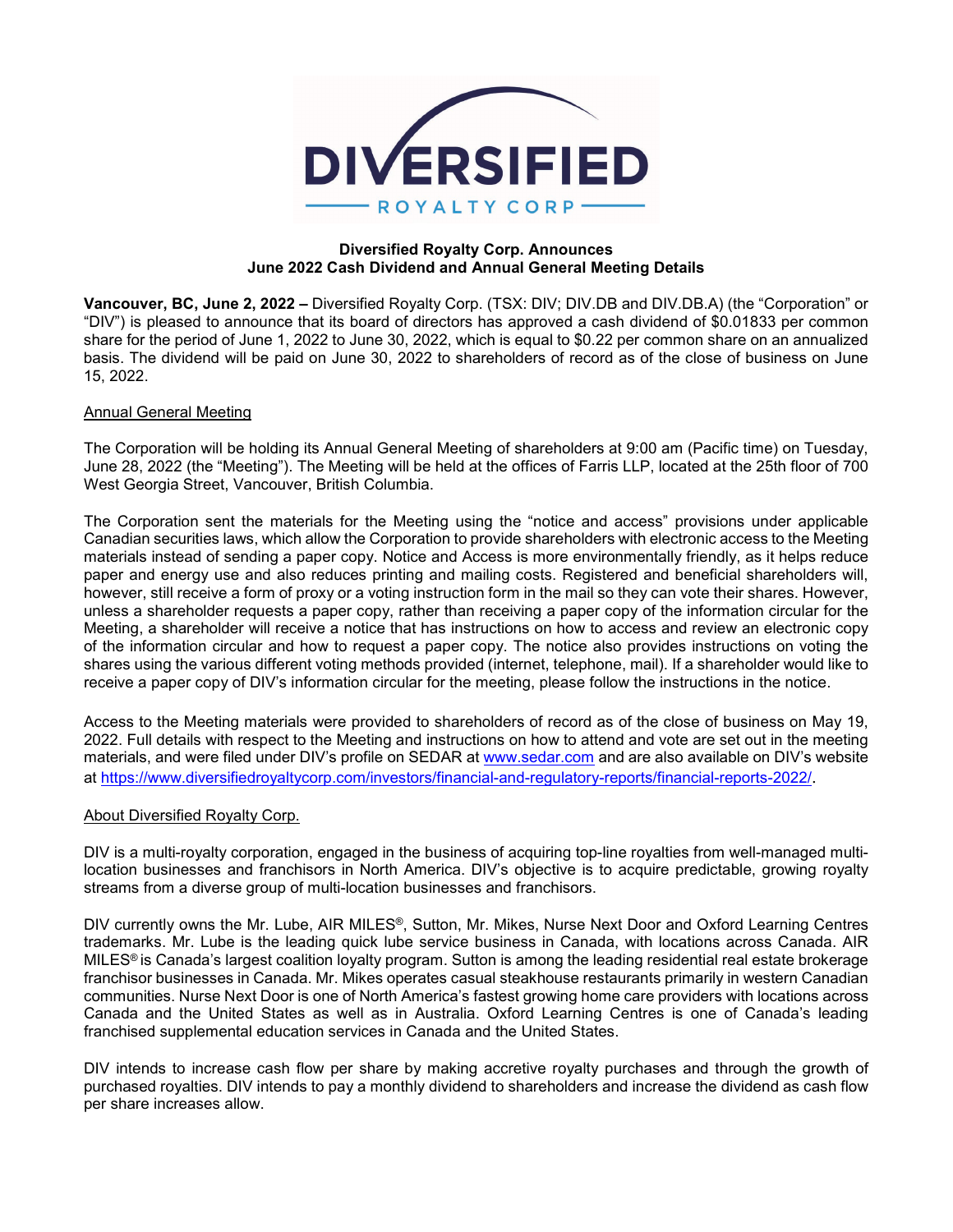# Diversified Royalty Corp. Announces June 2022 Cash Dividend and Annual General Meeting Details

**Vancouver, BC, June 2, 2022 –** Diversified Royalty Corp. (TSX: DIV; DIV.DB and DIV.DB.A) (the "Corporation" or "DIV") is pleased to announce that its board of directors has approved a cash dividend of $0.01833 per common share for the period of June 1, 2022 to June 30, 2022, which is equal to $0.22 per common share on an annualized basis. The dividend will be paid on June 30, 2022 to shareholders of record as of the close of business on June 15, 2022.

## Annual General Meeting

The Corporation will be holding its Annual General Meeting of shareholders at 9:00 am (Pacific time) on Tuesday, June 28, 2022 (the "Meeting"). The Meeting will be held at the offices of Farris LLP, located at the 25th floor of 700 West Georgia Street, Vancouver, British Columbia.

The Corporation sent the materials for the Meeting using the "notice and access" provisions under applicable Canadian securities laws, which allow the Corporation to provide shareholders with electronic access to the Meeting materials instead of sending a paper copy. Notice and Access is more environmentally friendly, as it helps reduce paper and energy use and also reduces printing and mailing costs. Registered and beneficial shareholders will, however, still receive a form of proxy or a voting instruction form in the mail so they can vote their shares. However, unless a shareholder requests a paper copy, rather than receiving a paper copy of the information circular for the Meeting, a shareholder will receive a notice that has instructions on how to access and review an electronic copy of the information circular and how to request a paper copy. The notice also provides instructions on voting the shares using the various different voting methods provided (internet, telephone, mail). If a shareholder would like to receive a paper copy of DIV's information circular for the meeting, please follow the instructions in the notice.

Access to the Meeting materials were provided to shareholders of record as of the close of business on May 19, 2022. Full details with respect to the Meeting and instructions on how to attend and vote are set out in the meeting materials, and were filed under DIV's profile on SEDAR at www.sedar.com and are also available on DIV's website at https://www.diversifiedroyaltycorp.com/investors/financial-and-regulatory-reports/financial-reports-2022/.

## About Diversified Royalty Corp.

DIV is a multi-royalty corporation, engaged in the business of acquiring top-line royalties from well-managed multi-location businesses and franchisors in North America. DIV's objective is to acquire predictable, growing royalty streams from a diverse group of multi-location businesses and franchisors.

DIV currently owns the Mr. Lube, AIR MILES®, Sutton, Mr. Mikes, Nurse Next Door and Oxford Learning Centres trademarks. Mr. Lube is the leading quick lube service business in Canada, with locations across Canada. AIR MILES® is Canada's largest coalition loyalty program. Sutton is among the leading residential real estate brokerage franchisor businesses in Canada. Mr. Mikes operates casual steakhouse restaurants primarily in western Canadian communities. Nurse Next Door is one of North America's fastest growing home care providers with locations across Canada and the United States as well as in Australia. Oxford Learning Centres is one of Canada's leading franchised supplemental education services in Canada and the United States.

DIV intends to increase cash flow per share by making accretive royalty purchases and through the growth of purchased royalties. DIV intends to pay a monthly dividend to shareholders and increase the dividend as cash flow per share increases allow.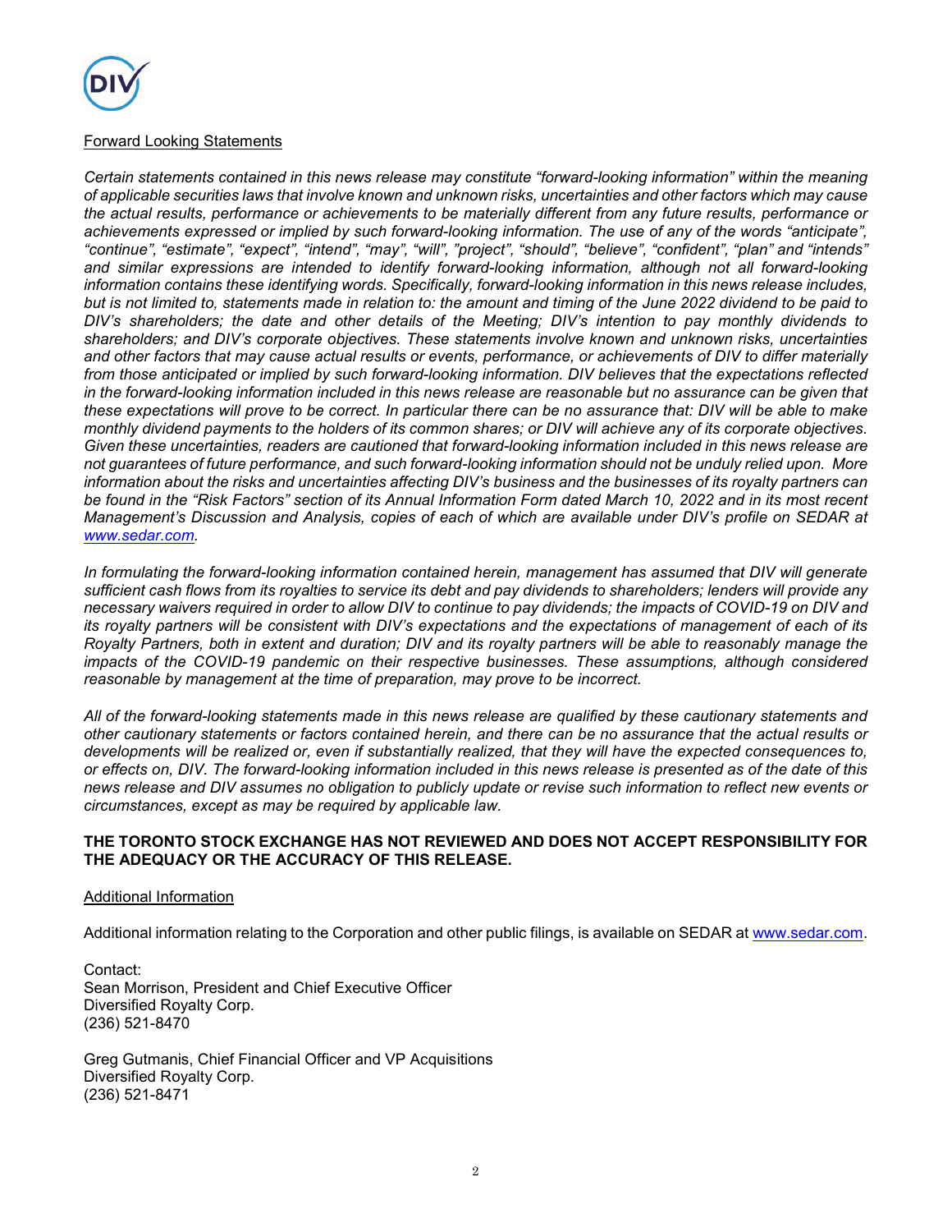Forward Looking Statements

*Certain statements contained in this news release may constitute “forward-looking information” within the meaning of applicable securities laws that involve known and unknown risks, uncertainties and other factors which may cause the actual results, performance or achievements to be materially different from any future results, performance or achievements expressed or implied by such forward-looking information. The use of any of the words “anticipate”, “continue”, “estimate”, “expect”, “intend”, “may”, “will”, ”project”, “should”, “believe”, “confident”, “plan” and “intends” and similar expressions are intended to identify forward-looking information, although not all forward-looking information contains these identifying words. Specifically, forward-looking information in this news release includes, but is not limited to, statements made in relation to: the amount and timing of the June 2022 dividend to be paid to DIV’s shareholders; the date and other details of the Meeting; DIV’s intention to pay monthly dividends to shareholders; and DIV’s corporate objectives. These statements involve known and unknown risks, uncertainties and other factors that may cause actual results or events, performance, or achievements of DIV to differ materially from those anticipated or implied by such forward-looking information. DIV believes that the expectations reflected in the forward-looking information included in this news release are reasonable but no assurance can be given that these expectations will prove to be correct. In particular there can be no assurance that: DIV will be able to make monthly dividend payments to the holders of its common shares; or DIV will achieve any of its corporate objectives. Given these uncertainties, readers are cautioned that forward-looking information included in this news release are not guarantees of future performance, and such forward-looking information should not be unduly relied upon. More information about the risks and uncertainties affecting DIV’s business and the businesses of its royalty partners can be found in the “Risk Factors” section of its Annual Information Form dated March 10, 2022 and in its most recent Management’s Discussion and Analysis, copies of each of which are available under DIV’s profile on SEDAR at www.sedar.com.*

*In formulating the forward-looking information contained herein, management has assumed that DIV will generate sufficient cash flows from its royalties to service its debt and pay dividends to shareholders; lenders will provide any necessary waivers required in order to allow DIV to continue to pay dividends; the impacts of COVID-19 on DIV and its royalty partners will be consistent with DIV’s expectations and the expectations of management of each of its Royalty Partners, both in extent and duration; DIV and its royalty partners will be able to reasonably manage the impacts of the COVID-19 pandemic on their respective businesses. These assumptions, although considered reasonable by management at the time of preparation, may prove to be incorrect.*

*All of the forward-looking statements made in this news release are qualified by these cautionary statements and other cautionary statements or factors contained herein, and there can be no assurance that the actual results or developments will be realized or, even if substantially realized, that they will have the expected consequences to, or effects on, DIV. The forward-looking information included in this news release is presented as of the date of this news release and DIV assumes no obligation to publicly update or revise such information to reflect new events or circumstances, except as may be required by applicable law.*

**THE TORONTO STOCK EXCHANGE HAS NOT REVIEWED AND DOES NOT ACCEPT RESPONSIBILITY FOR THE ADEQUACY OR THE ACCURACY OF THIS RELEASE.**

Additional Information

Additional information relating to the Corporation and other public filings, is available on SEDAR at www.sedar.com.

Contact:
Sean Morrison, President and Chief Executive Officer
Diversified Royalty Corp.
(236) 521-8470

Greg Gutmanis, Chief Financial Officer and VP Acquisitions
Diversified Royalty Corp.
(236) 521-8471